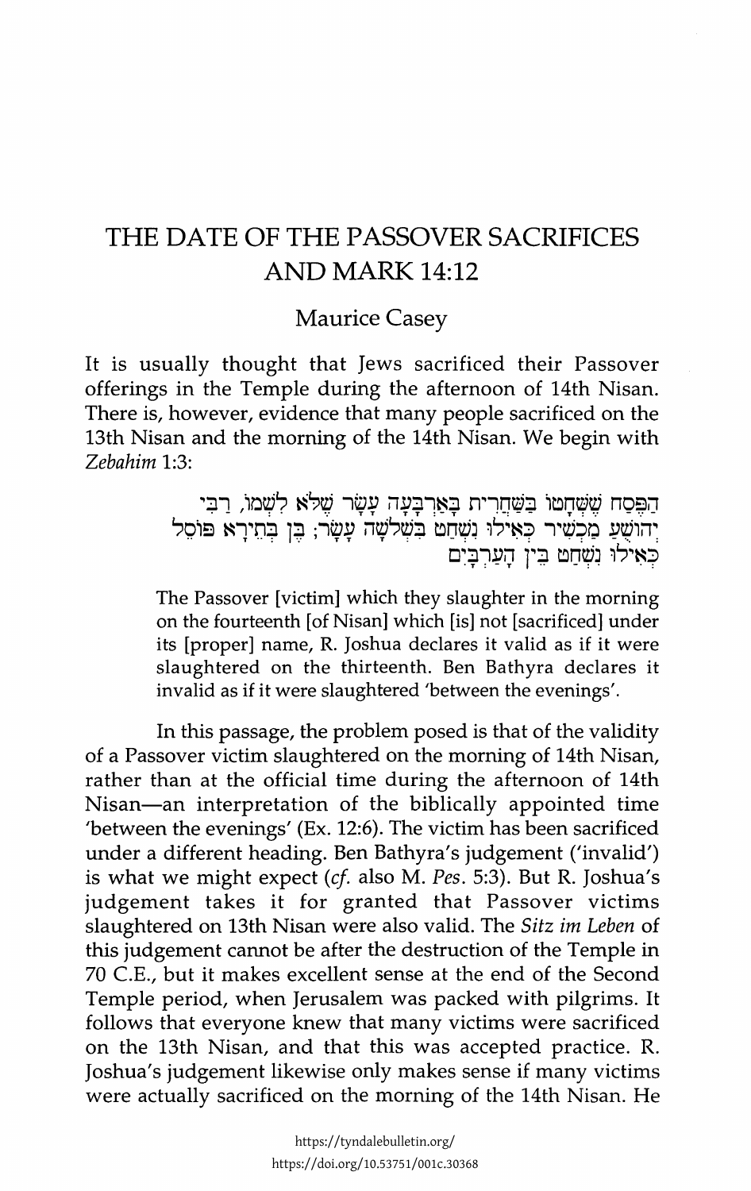# THE DATE OF THE PASSOVER SACRIFICES AND MARK 14:12

Maurice Casey

It is usually thought that Jews sacrificed their Passover offerings in the Temple during the afternoon of 14th Nisan. There is, however, evidence that many people sacrificed on the 13th Nisan and the morning of the 14th Nisan. We begin with *Zebahim* 1:3:

הַפֶּסַח שֶׁשְּׁחָטוֹ בְּשַׁחֲרִית בְּאַרְבָּעָה עָשָׂר שֶׁלֹּא לִשְׁמוֹ, רַבִּי יְהוֹשֻׁעַ מַכְשִׁיר כְּאִילּוּ נִשְׁחַט בִּשְׁלֹשָׁה עָשָׂר; בֶּן בְּתֵירָא פּוֹסֵל כְּאִילּוּ נִשְׁחַט בֵּין הָעַרְבַּיִם

> The Passover [victim] which they slaughter in the morning on the fourteenth [of Nisan] which [is] not [sacrificed] under its [proper] name, R. Joshua declares it valid as if it were slaughtered on the thirteenth. Ben Bathyra declares it invalid as if it were slaughtered 'between the evenings'.

In this passage, the problem posed is that of the validity of a Passover victim slaughtered on the morning of 14th Nisan, rather than at the official time during the afternoon of 14th Nisan—an interpretation of the biblically appointed time 'between the evenings' (Ex. 12:6). The victim has been sacrificed under a different heading. Ben Bathyra's judgement ('invalid') is what we might expect (*cf.* also M. *Pes.* 5:3). But R. Joshua's judgement takes it for granted that Passover victims slaughtered on 13th Nisan were also valid. The *Sitz im Leben* of this judgement cannot be after the destruction of the Temple in 70 C.E., but it makes excellent sense at the end of the Second Temple period, when Jerusalem was packed with pilgrims. It follows that everyone knew that many victims were sacrificed on the 13th Nisan, and that this was accepted practice. R. Joshua's judgement likewise only makes sense if many victims were actually sacrificed on the morning of the 14th Nisan. He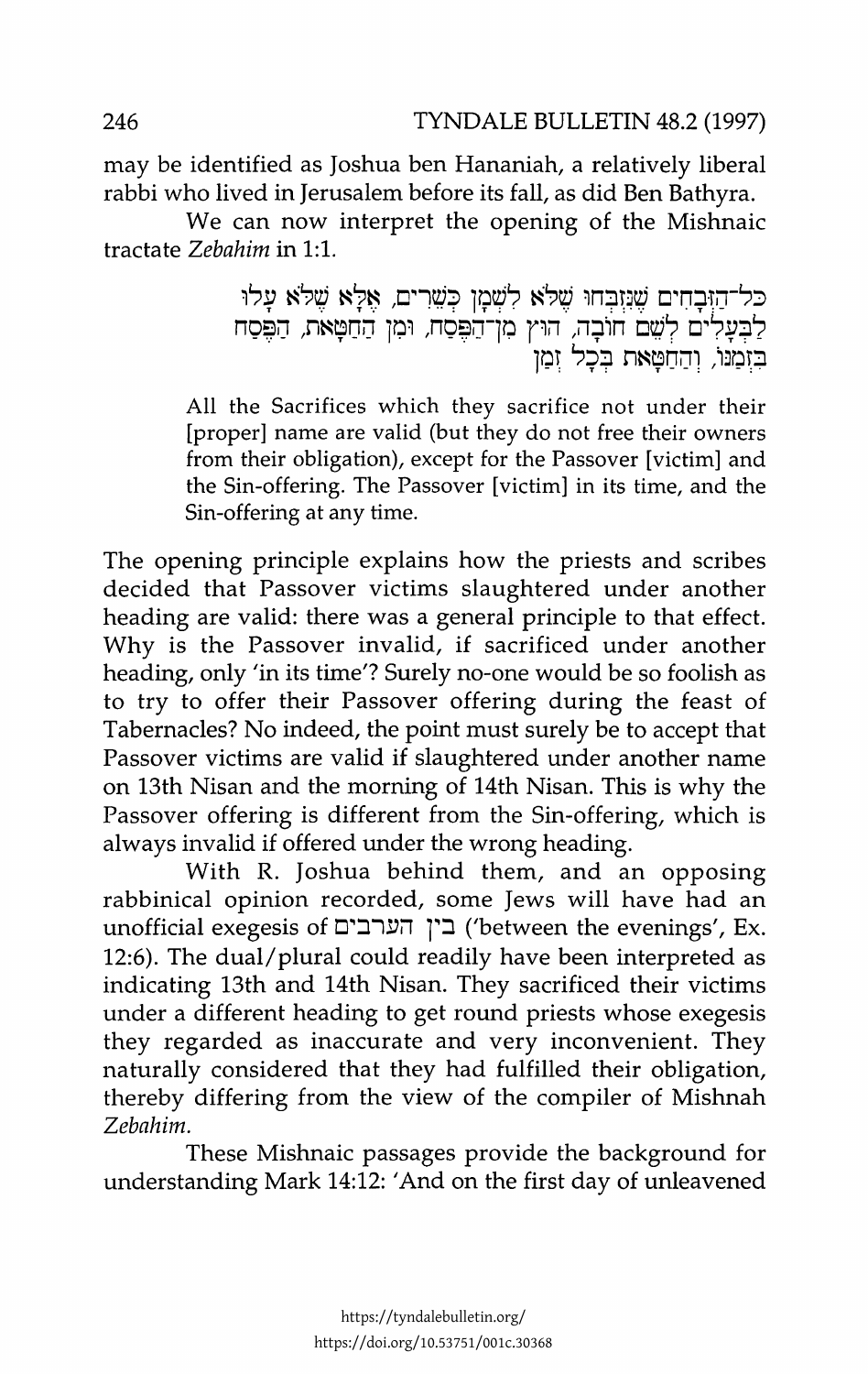may be identified as Joshua ben Hananiah, a relatively liberal rabbi who lived in Jerusalem before its fall, as did Ben Bathyra.

We can now interpret the opening of the Mishnaic tractate *Zebahim* in 1:1.

> כל־הַזְּבָחִים שֶׁנִּזְבְּחוּ שֶׁלֹּא לִשְׁמָן כְּשֵׁרִים, אֶלָּא שֶׁלֹּא עָלוּ לַבְּעָלִים לְשֵׁם חוֹבָה, חוּץ מִן־הַפֶּסַח, וּמִן הַחַטָּאת, הַפֶּסַח בִּזְמַנּוֹ, וְהַחַטָּאת בְּכָל זְמַן
>
> All the Sacrifices which they sacrifice not under their [proper] name are valid (but they do not free their owners from their obligation), except for the Passover [victim] and the Sin-offering. The Passover [victim] in its time, and the Sin-offering at any time.

The opening principle explains how the priests and scribes decided that Passover victims slaughtered under another heading are valid: there was a general principle to that effect. Why is the Passover invalid, if sacrificed under another heading, only 'in its time'? Surely no-one would be so foolish as to try to offer their Passover offering during the feast of Tabernacles? No indeed, the point must surely be to accept that Passover victims are valid if slaughtered under another name on 13th Nisan and the morning of 14th Nisan. This is why the Passover offering is different from the Sin-offering, which is always invalid if offered under the wrong heading.

With R. Joshua behind them, and an opposing rabbinical opinion recorded, some Jews will have had an unofficial exegesis of בין הערבים ('between the evenings', Ex. 12:6). The dual/plural could readily have been interpreted as indicating 13th and 14th Nisan. They sacrificed their victims under a different heading to get round priests whose exegesis they regarded as inaccurate and very inconvenient. They naturally considered that they had fulfilled their obligation, thereby differing from the view of the compiler of Mishnah *Zebahim*.

These Mishnaic passages provide the background for understanding Mark 14:12: 'And on the first day of unleavened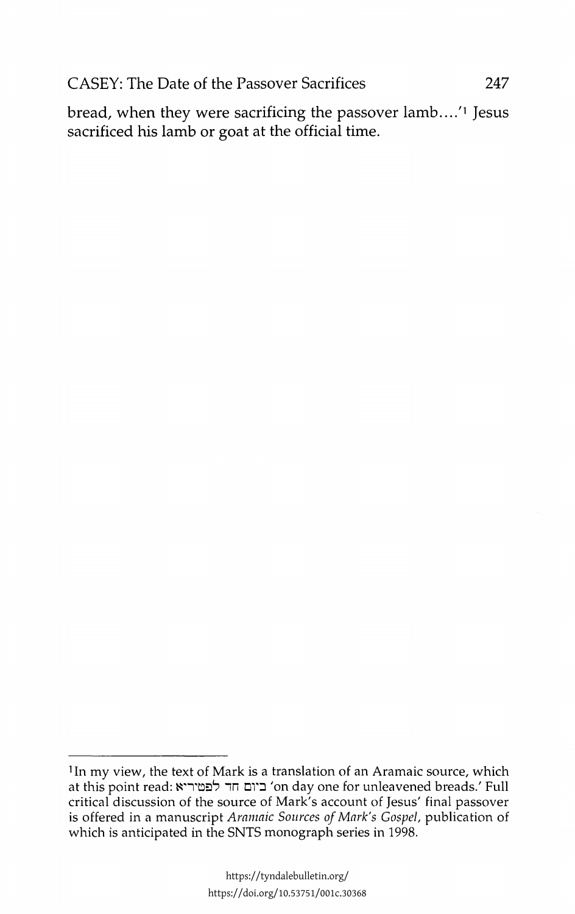bread, when they were sacrificing the passover lamb....'[1] Jesus sacrificed his lamb or goat at the official time.

---

[1] In my view, the text of Mark is a translation of an Aramaic source, which at this point read: ביום חד לפטיריא 'on day one for unleavened breads.' Full critical discussion of the source of Mark's account of Jesus' final passover is offered in a manuscript *Aramaic Sources of Mark's Gospel*, publication of which is anticipated in the SNTS monograph series in 1998.